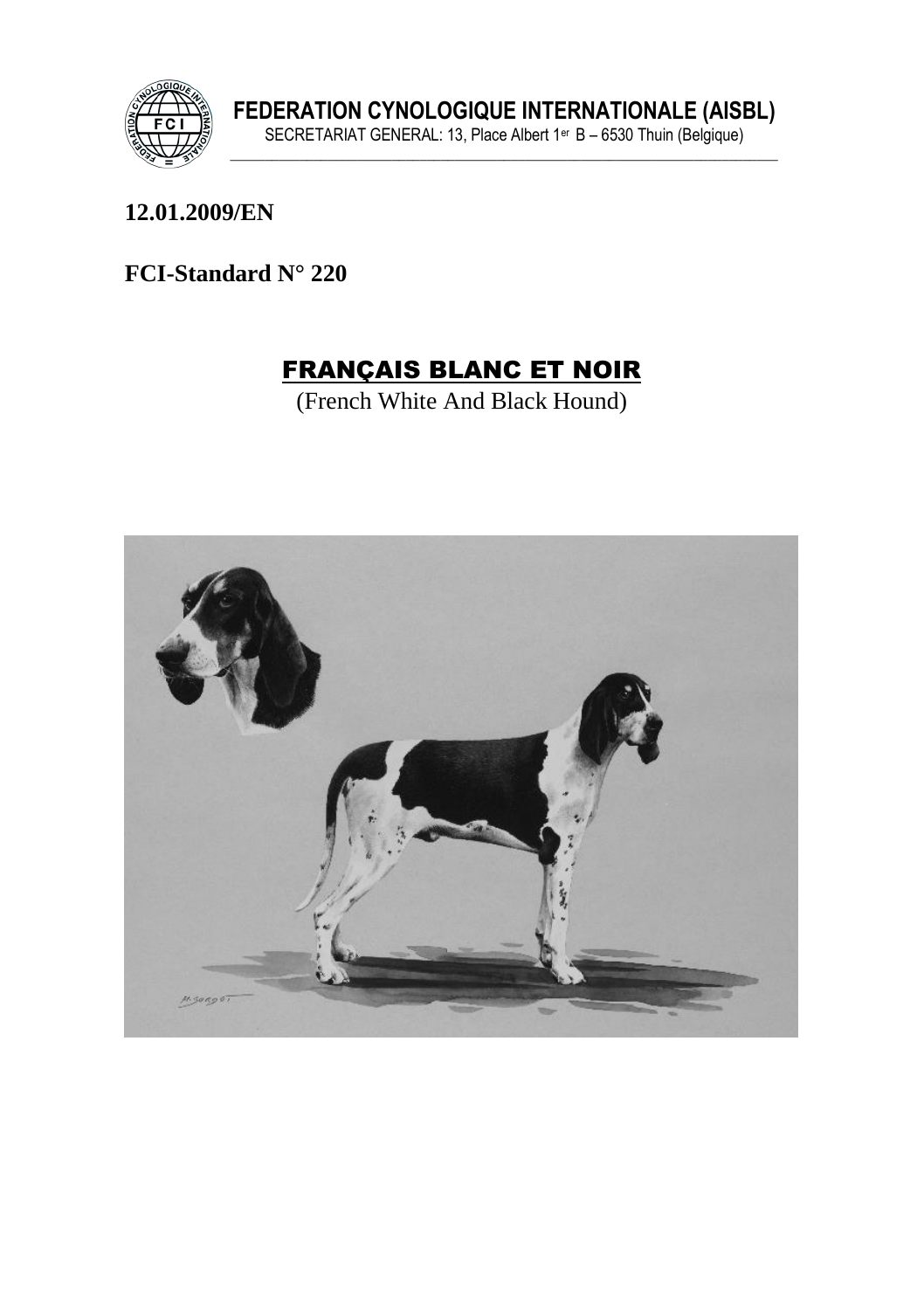**FEDERATION CYNOLOGIQUE INTERNATIONALE (AISBL)**

SECRETARIAT GENERAL: 13, Place Albert 1er B – 6530 Thuin (Belgique)

**12.01.2009/EN**

**FCI-Standard N° 220**

# FRANÇAIS BLANC ET NOIR

(French White And Black Hound)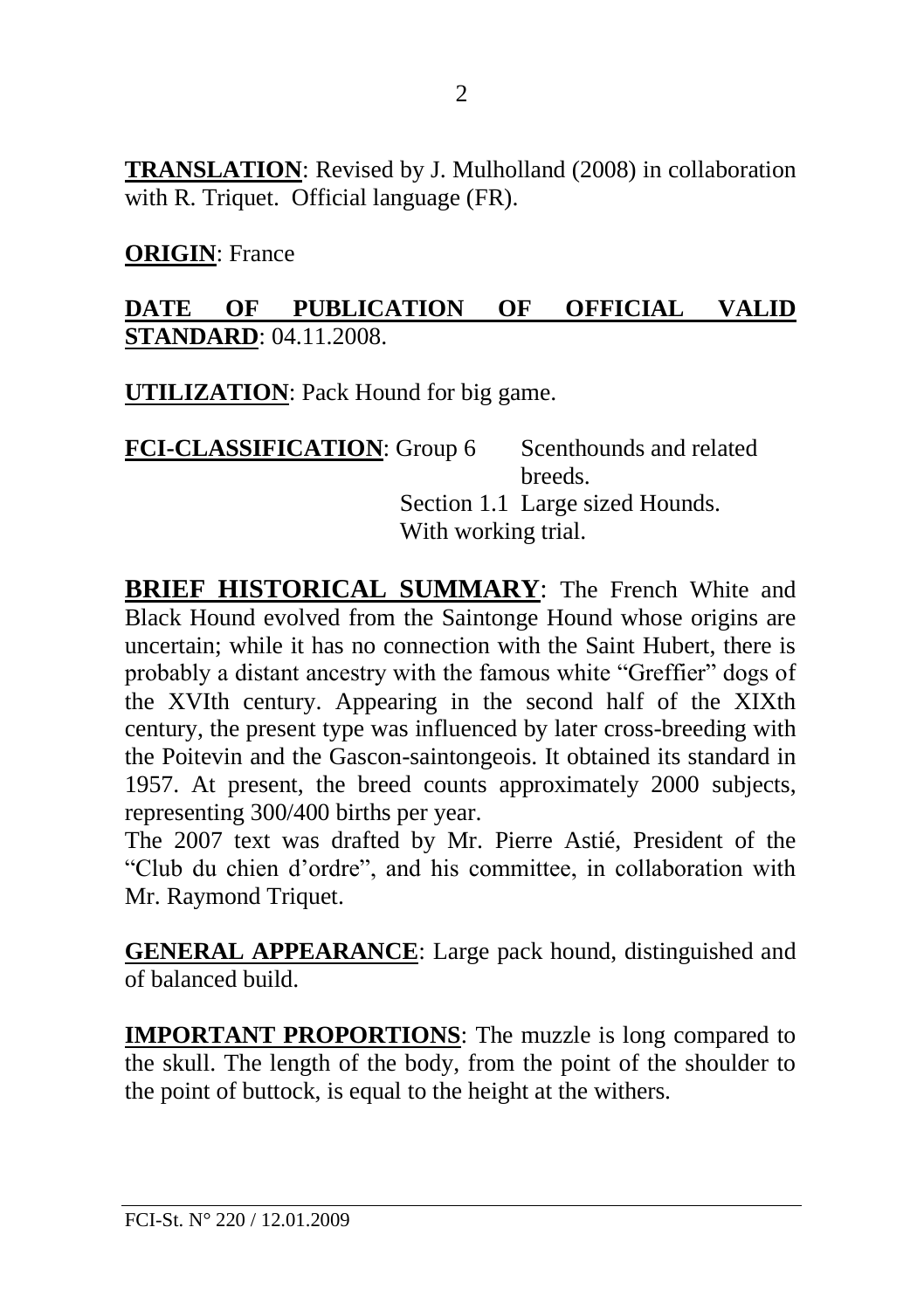**TRANSLATION**: Revised by J. Mulholland (2008) in collaboration with R. Triquet. Official language (FR).

**ORIGIN**: France

**DATE OF PUBLICATION OF OFFICIAL VALID STANDARD**: 04.11.2008.

**UTILIZATION**: Pack Hound for big game.

**FCI-CLASSIFICATION**: Group 6 Scenthounds and related breeds.
Section 1.1 Large sized Hounds.
With working trial.

**BRIEF HISTORICAL SUMMARY**: The French White and Black Hound evolved from the Saintonge Hound whose origins are uncertain; while it has no connection with the Saint Hubert, there is probably a distant ancestry with the famous white "Greffier" dogs of the XVIth century. Appearing in the second half of the XIXth century, the present type was influenced by later cross-breeding with the Poitevin and the Gascon-saintongeois. It obtained its standard in 1957. At present, the breed counts approximately 2000 subjects, representing 300/400 births per year.
The 2007 text was drafted by Mr. Pierre Astié, President of the "Club du chien d'ordre", and his committee, in collaboration with Mr. Raymond Triquet.

**GENERAL APPEARANCE**: Large pack hound, distinguished and of balanced build.

**IMPORTANT PROPORTIONS**: The muzzle is long compared to the skull. The length of the body, from the point of the shoulder to the point of buttock, is equal to the height at the withers.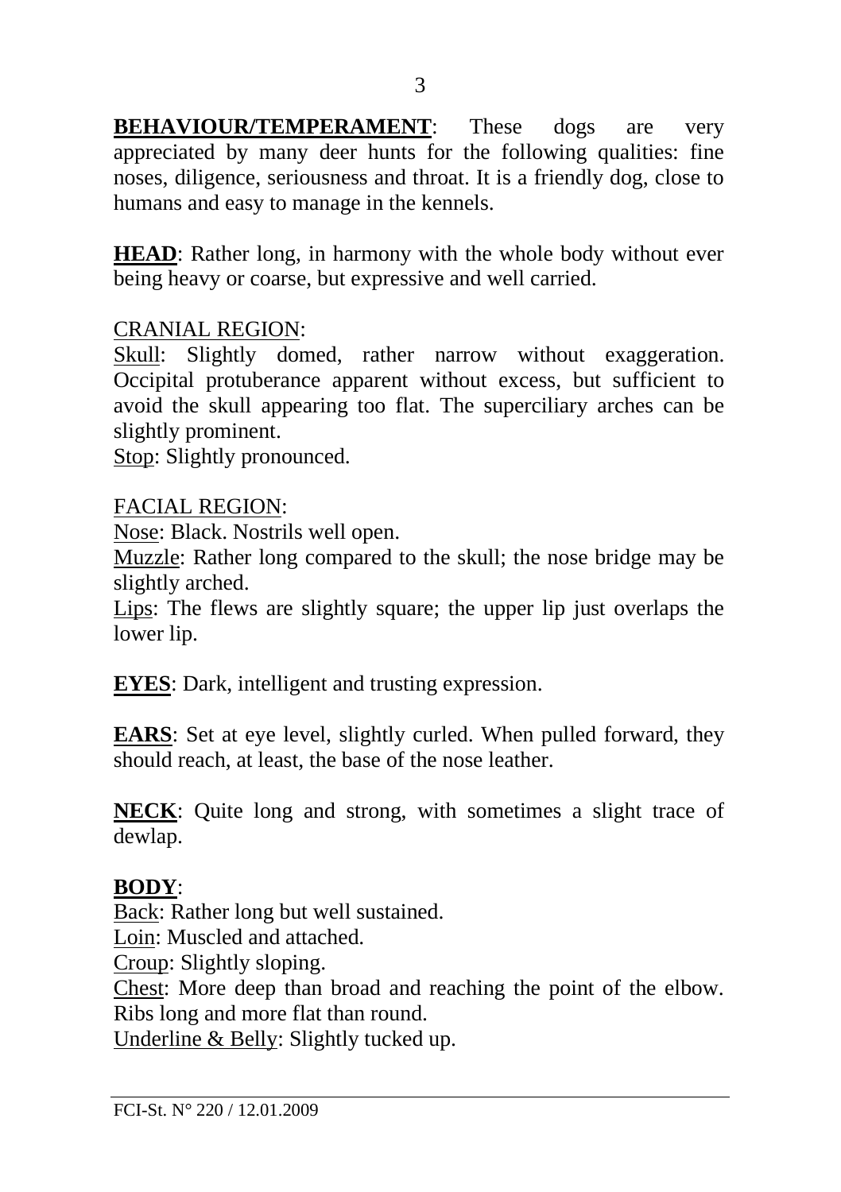**BEHAVIOUR/TEMPERAMENT**: These dogs are very appreciated by many deer hunts for the following qualities: fine noses, diligence, seriousness and throat. It is a friendly dog, close to humans and easy to manage in the kennels.

**HEAD**: Rather long, in harmony with the whole body without ever being heavy or coarse, but expressive and well carried.

CRANIAL REGION:

Skull: Slightly domed, rather narrow without exaggeration. Occipital protuberance apparent without excess, but sufficient to avoid the skull appearing too flat. The superciliary arches can be slightly prominent.

Stop: Slightly pronounced.

FACIAL REGION:

Nose: Black. Nostrils well open.

Muzzle: Rather long compared to the skull; the nose bridge may be slightly arched.

Lips: The flews are slightly square; the upper lip just overlaps the lower lip.

**EYES**: Dark, intelligent and trusting expression.

**EARS**: Set at eye level, slightly curled. When pulled forward, they should reach, at least, the base of the nose leather.

**NECK**: Quite long and strong, with sometimes a slight trace of dewlap.

**BODY**:

Back: Rather long but well sustained.

Loin: Muscled and attached.

Croup: Slightly sloping.

Chest: More deep than broad and reaching the point of the elbow. Ribs long and more flat than round.

Underline & Belly: Slightly tucked up.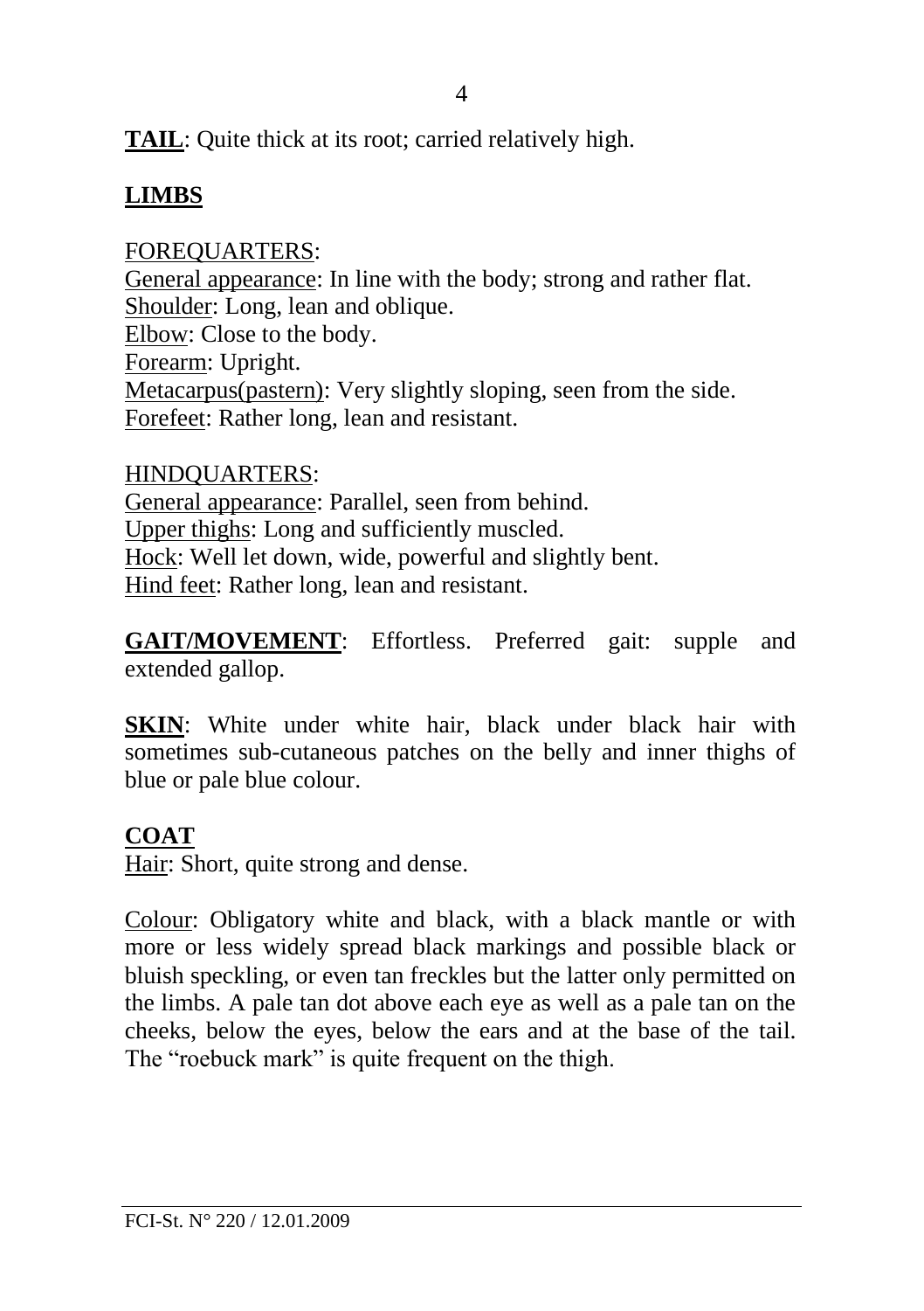**TAIL**: Quite thick at its root; carried relatively high.

## **LIMBS**

FOREQUARTERS:
General appearance: In line with the body; strong and rather flat.
Shoulder: Long, lean and oblique.
Elbow: Close to the body.
Forearm: Upright.
Metacarpus(pastern): Very slightly sloping, seen from the side.
Forefeet: Rather long, lean and resistant.

HINDQUARTERS:
General appearance: Parallel, seen from behind.
Upper thighs: Long and sufficiently muscled.
Hock: Well let down, wide, powerful and slightly bent.
Hind feet: Rather long, lean and resistant.

**GAIT/MOVEMENT**: Effortless. Preferred gait: supple and extended gallop.

**SKIN**: White under white hair, black under black hair with sometimes sub-cutaneous patches on the belly and inner thighs of blue or pale blue colour.

## **COAT**

Hair: Short, quite strong and dense.

Colour: Obligatory white and black, with a black mantle or with more or less widely spread black markings and possible black or bluish speckling, or even tan freckles but the latter only permitted on the limbs. A pale tan dot above each eye as well as a pale tan on the cheeks, below the eyes, below the ears and at the base of the tail. The "roebuck mark" is quite frequent on the thigh.

FCI-St. N° 220 / 12.01.2009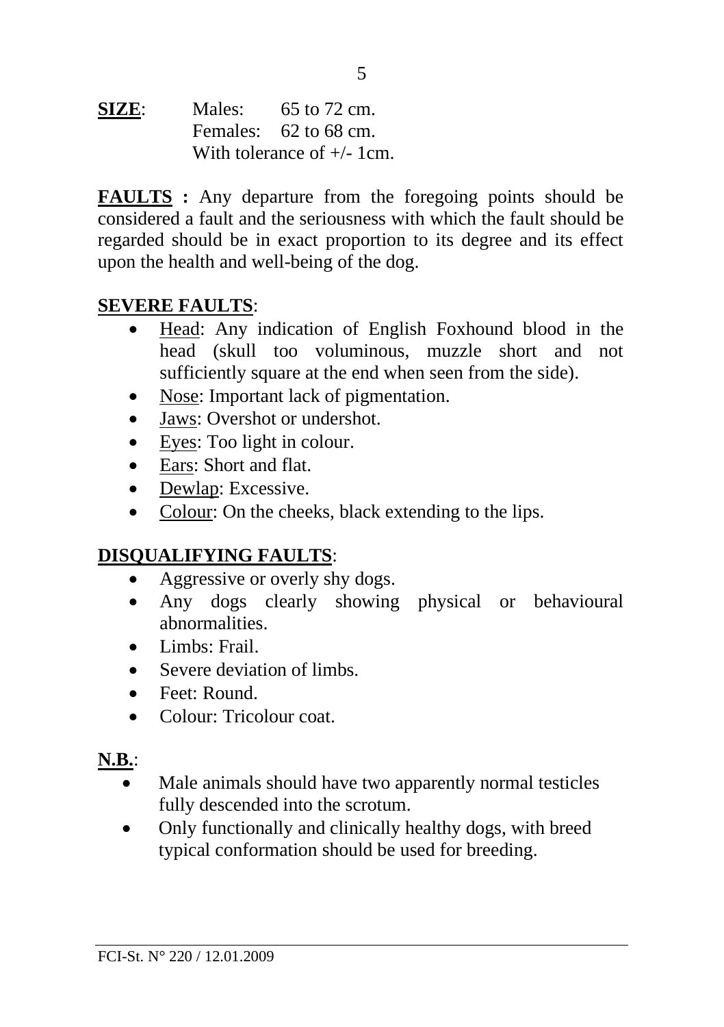**SIZE**: Males: 65 to 72 cm.
Females: 62 to 68 cm.
With tolerance of +/- 1cm.

**FAULTS :** Any departure from the foregoing points should be considered a fault and the seriousness with which the fault should be regarded should be in exact proportion to its degree and its effect upon the health and well-being of the dog.

**SEVERE FAULTS**:

- Head: Any indication of English Foxhound blood in the head (skull too voluminous, muzzle short and not sufficiently square at the end when seen from the side).
- Nose: Important lack of pigmentation.
- Jaws: Overshot or undershot.
- Eyes: Too light in colour.
- Ears: Short and flat.
- Dewlap: Excessive.
- Colour: On the cheeks, black extending to the lips.

**DISQUALIFYING FAULTS**:

- Aggressive or overly shy dogs.
- Any dogs clearly showing physical or behavioural abnormalities.
- Limbs: Frail.
- Severe deviation of limbs.
- Feet: Round.
- Colour: Tricolour coat.

**N.B.**:

- Male animals should have two apparently normal testicles fully descended into the scrotum.
- Only functionally and clinically healthy dogs, with breed typical conformation should be used for breeding.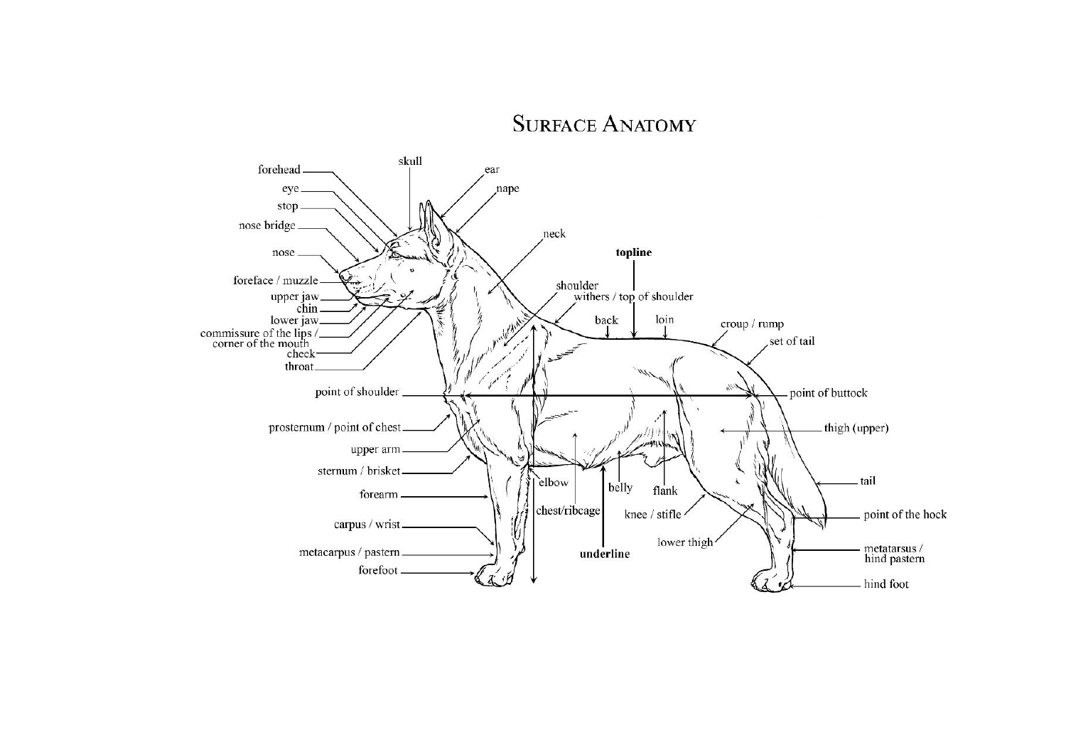# Surface Anatomy

forehead
eye
stop
nose bridge
nose
foreface / muzzle
upper jaw
chin
lower jaw
commissure of the lips / corner of the mouth
cheek
throat
skull
ear
nape
neck
topline
shoulder
withers / top of shoulder
back
loin
croup / rump
set of tail
point of shoulder
point of buttock
prosternum / point of chest
thigh (upper)
upper arm
sternum / brisket
tail
elbow
belly
flank
forearm
chest/ribcage
knee / stifle
point of the hock
carpus / wrist
lower thigh
metatarsus / hind pastern
metacarpus / pastern
underline
forefoot
hind foot